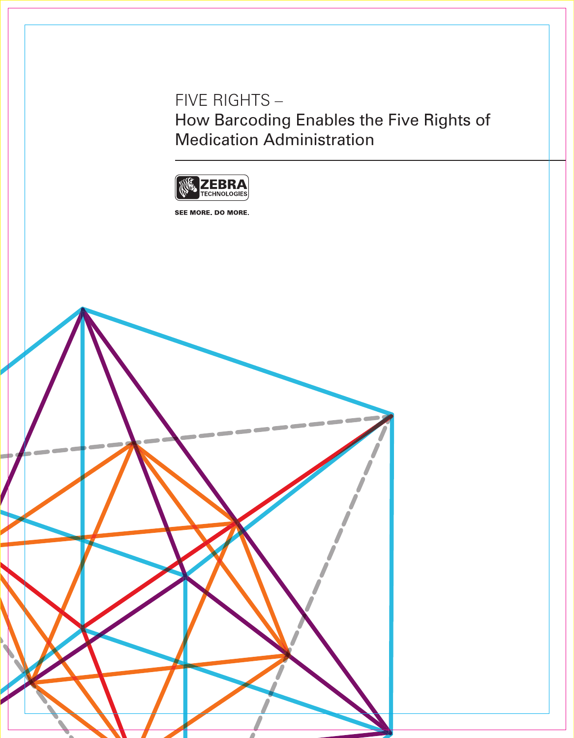# FIVE RIGHTS –
## How Barcoding Enables the Five Rights of Medication Administration

ZEBRA TECHNOLOGIES

SEE MORE. DO MORE.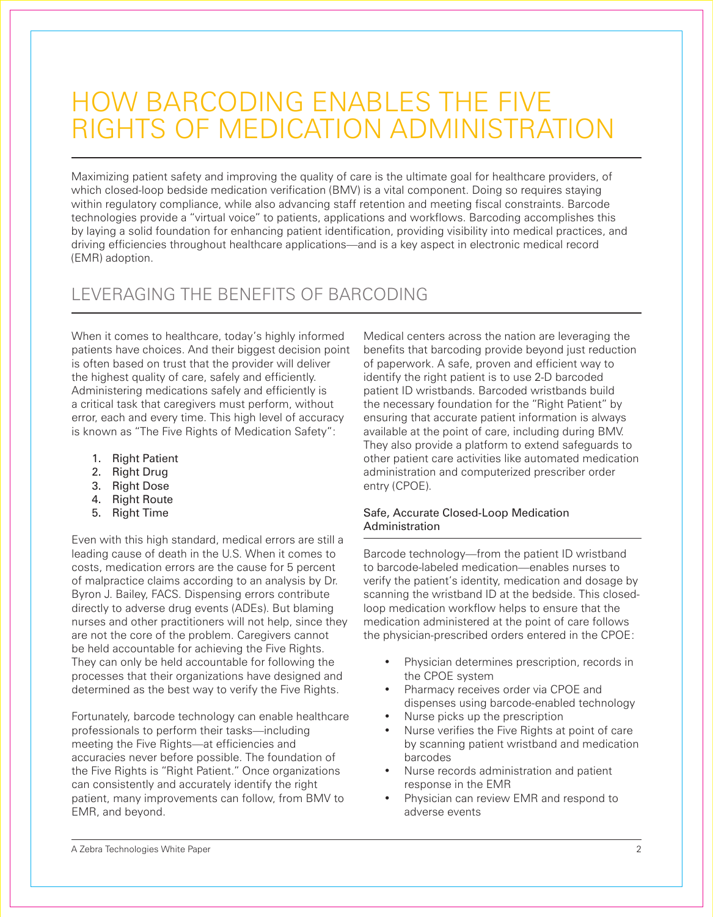# HOW BARCODING ENABLES THE FIVE RIGHTS OF MEDICATION ADMINISTRATION

Maximizing patient safety and improving the quality of care is the ultimate goal for healthcare providers, of which closed-loop bedside medication verification (BMV) is a vital component. Doing so requires staying within regulatory compliance, while also advancing staff retention and meeting fiscal constraints. Barcode technologies provide a "virtual voice" to patients, applications and workflows. Barcoding accomplishes this by laying a solid foundation for enhancing patient identification, providing visibility into medical practices, and driving efficiencies throughout healthcare applications—and is a key aspect in electronic medical record (EMR) adoption.

## LEVERAGING THE BENEFITS OF BARCODING

When it comes to healthcare, today's highly informed patients have choices. And their biggest decision point is often based on trust that the provider will deliver the highest quality of care, safely and efficiently. Administering medications safely and efficiently is a critical task that caregivers must perform, without error, each and every time. This high level of accuracy is known as "The Five Rights of Medication Safety":

1. Right Patient
2. Right Drug
3. Right Dose
4. Right Route
5. Right Time

Even with this high standard, medical errors are still a leading cause of death in the U.S. When it comes to costs, medication errors are the cause for 5 percent of malpractice claims according to an analysis by Dr. Byron J. Bailey, FACS. Dispensing errors contribute directly to adverse drug events (ADEs). But blaming nurses and other practitioners will not help, since they are not the core of the problem. Caregivers cannot be held accountable for achieving the Five Rights. They can only be held accountable for following the processes that their organizations have designed and determined as the best way to verify the Five Rights.

Fortunately, barcode technology can enable healthcare professionals to perform their tasks—including meeting the Five Rights—at efficiencies and accuracies never before possible. The foundation of the Five Rights is "Right Patient." Once organizations can consistently and accurately identify the right patient, many improvements can follow, from BMV to EMR, and beyond.

Medical centers across the nation are leveraging the benefits that barcoding provide beyond just reduction of paperwork. A safe, proven and efficient way to identify the right patient is to use 2-D barcoded patient ID wristbands. Barcoded wristbands build the necessary foundation for the "Right Patient" by ensuring that accurate patient information is always available at the point of care, including during BMV. They also provide a platform to extend safeguards to other patient care activities like automated medication administration and computerized prescriber order entry (CPOE).

### Safe, Accurate Closed-Loop Medication Administration

Barcode technology—from the patient ID wristband to barcode-labeled medication—enables nurses to verify the patient's identity, medication and dosage by scanning the wristband ID at the bedside. This closed-loop medication workflow helps to ensure that the medication administered at the point of care follows the physician-prescribed orders entered in the CPOE:

- Physician determines prescription, records in the CPOE system
- Pharmacy receives order via CPOE and dispenses using barcode-enabled technology
- Nurse picks up the prescription
- Nurse verifies the Five Rights at point of care by scanning patient wristband and medication barcodes
- Nurse records administration and patient response in the EMR
- Physician can review EMR and respond to adverse events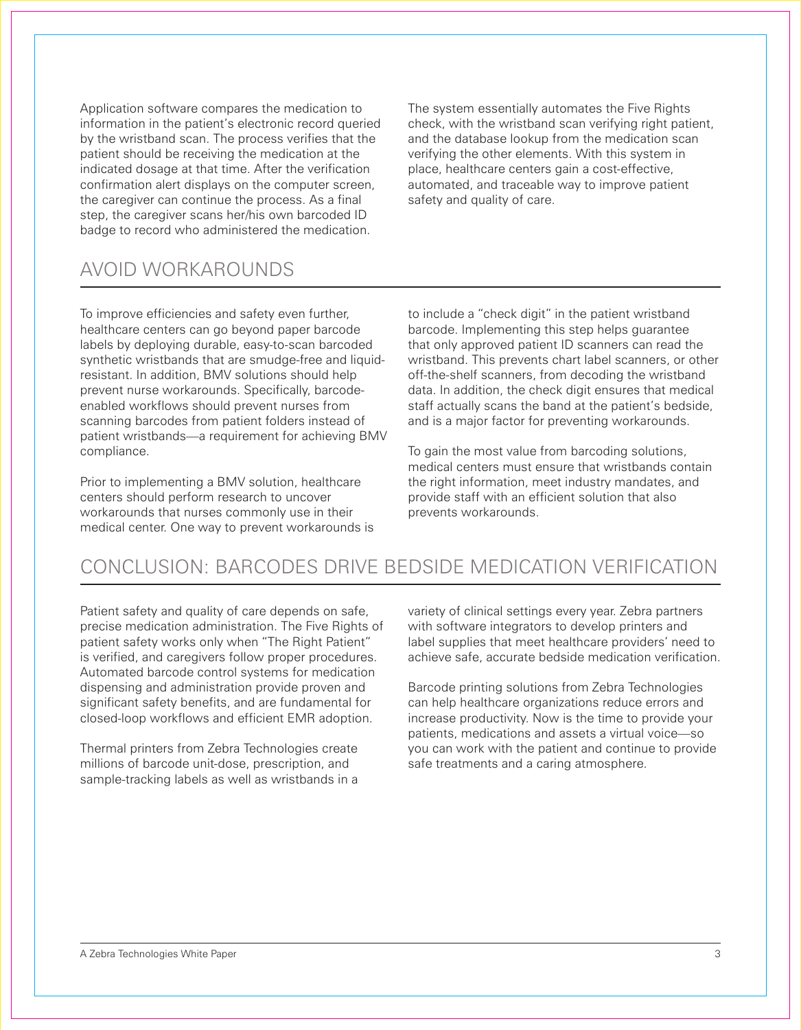Application software compares the medication to information in the patient's electronic record queried by the wristband scan. The process verifies that the patient should be receiving the medication at the indicated dosage at that time. After the verification confirmation alert displays on the computer screen, the caregiver can continue the process. As a final step, the caregiver scans her/his own barcoded ID badge to record who administered the medication.

The system essentially automates the Five Rights check, with the wristband scan verifying right patient, and the database lookup from the medication scan verifying the other elements. With this system in place, healthcare centers gain a cost-effective, automated, and traceable way to improve patient safety and quality of care.

## AVOID WORKAROUNDS

To improve efficiencies and safety even further, healthcare centers can go beyond paper barcode labels by deploying durable, easy-to-scan barcoded synthetic wristbands that are smudge-free and liquid-resistant. In addition, BMV solutions should help prevent nurse workarounds. Specifically, barcode-enabled workflows should prevent nurses from scanning barcodes from patient folders instead of patient wristbands—a requirement for achieving BMV compliance.

Prior to implementing a BMV solution, healthcare centers should perform research to uncover workarounds that nurses commonly use in their medical center. One way to prevent workarounds is to include a "check digit" in the patient wristband barcode. Implementing this step helps guarantee that only approved patient ID scanners can read the wristband. This prevents chart label scanners, or other off-the-shelf scanners, from decoding the wristband data. In addition, the check digit ensures that medical staff actually scans the band at the patient's bedside, and is a major factor for preventing workarounds.

To gain the most value from barcoding solutions, medical centers must ensure that wristbands contain the right information, meet industry mandates, and provide staff with an efficient solution that also prevents workarounds.

## CONCLUSION: BARCODES DRIVE BEDSIDE MEDICATION VERIFICATION

Patient safety and quality of care depends on safe, precise medication administration. The Five Rights of patient safety works only when "The Right Patient" is verified, and caregivers follow proper procedures. Automated barcode control systems for medication dispensing and administration provide proven and significant safety benefits, and are fundamental for closed-loop workflows and efficient EMR adoption.

Thermal printers from Zebra Technologies create millions of barcode unit-dose, prescription, and sample-tracking labels as well as wristbands in a variety of clinical settings every year. Zebra partners with software integrators to develop printers and label supplies that meet healthcare providers' need to achieve safe, accurate bedside medication verification.

Barcode printing solutions from Zebra Technologies can help healthcare organizations reduce errors and increase productivity. Now is the time to provide your patients, medications and assets a virtual voice—so you can work with the patient and continue to provide safe treatments and a caring atmosphere.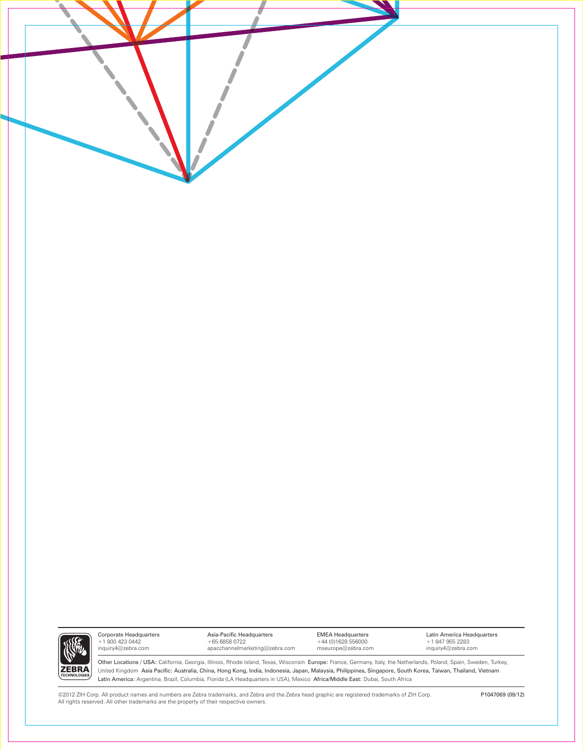Corporate Headquarters
+1 800 423 0442
inquiry4@zebra.com

Asia-Pacific Headquarters
+65 6858 0722
apacchannelmarketing@zebra.com

EMEA Headquarters
+44 (0)1628 556000
mseurope@zebra.com

Latin America Headquarters
+1 847 955 2283
inquiry4@zebra.com

Other Locations / USA: California, Georgia, Illinois, Rhode Island, Texas, Wisconsin Europe: France, Germany, Italy, the Netherlands, Poland, Spain, Sweden, Turkey, United Kingdom Asia Pacific: Australia, China, Hong Kong, India, Indonesia, Japan, Malaysia, Philippines, Singapore, South Korea, Taiwan, Thailand, Vietnam Latin America: Argentina, Brazil, Columbia, Florida (LA Headquarters in USA), Mexico Africa/Middle East: Dubai, South Africa

©2012 ZIH Corp. All product names and numbers are Zebra trademarks, and Zebra and the Zebra head graphic are registered trademarks of ZIH Corp. All rights reserved. All other trademarks are the property of their respective owners.

P1047069 (09/12)